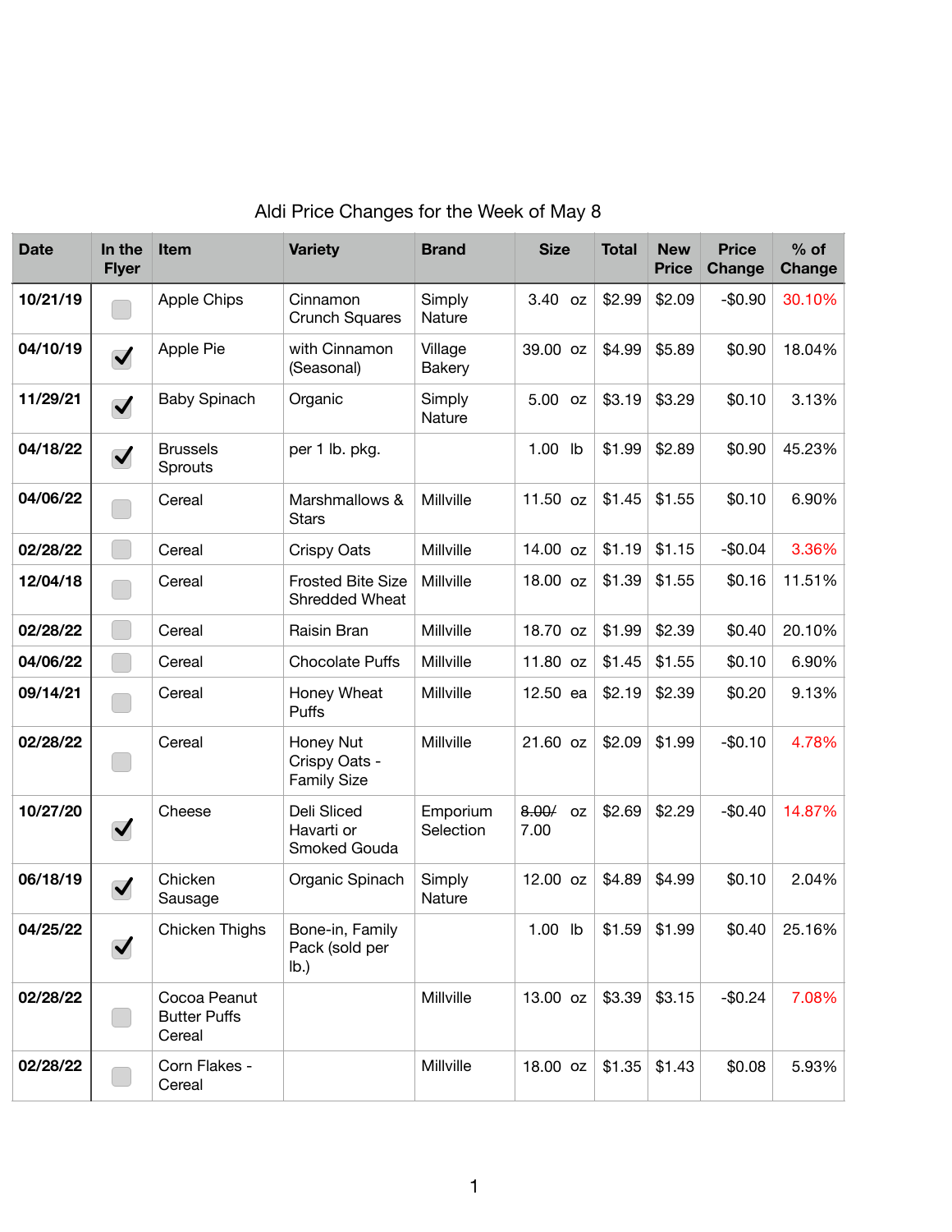# Aldi Price Changes for the Week of May 8

| Date | In the Flyer | Item | Variety | Brand | Size | Total | New Price | Price Change | % of Change |
|---|---|---|---|---|---|---|---|---|---|
| **10/21/19** | ☐ | Apple Chips | Cinnamon Crunch Squares | Simply Nature | 3.40 oz | $2.99 | $2.09 | -$0.90 | 30.10% |
| **04/10/19** | ☑ | Apple Pie | with Cinnamon (Seasonal) | Village Bakery | 39.00 oz | $4.99 | $5.89 | $0.90 | 18.04% |
| **11/29/21** | ☑ | Baby Spinach | Organic | Simply Nature | 5.00 oz | $3.19 | $3.29 | $0.10 | 3.13% |
| **04/18/22** | ☑ | Brussels Sprouts | per 1 lb. pkg. | | 1.00 lb | $1.99 | $2.89 | $0.90 | 45.23% |
| **04/06/22** | ☐ | Cereal | Marshmallows & Stars | Millville | 11.50 oz | $1.45 | $1.55 | $0.10 | 6.90% |
| **02/28/22** | ☐ | Cereal | Crispy Oats | Millville | 14.00 oz | $1.19 | $1.15 | -$0.04 | 3.36% |
| **12/04/18** | ☐ | Cereal | Frosted Bite Size Shredded Wheat | Millville | 18.00 oz | $1.39 | $1.55 | $0.16 | 11.51% |
| **02/28/22** | ☐ | Cereal | Raisin Bran | Millville | 18.70 oz | $1.99 | $2.39 | $0.40 | 20.10% |
| **04/06/22** | ☐ | Cereal | Chocolate Puffs | Millville | 11.80 oz | $1.45 | $1.55 | $0.10 | 6.90% |
| **09/14/21** | ☐ | Cereal | Honey Wheat Puffs | Millville | 12.50 ea | $2.19 | $2.39 | $0.20 | 9.13% |
| **02/28/22** | ☐ | Cereal | Honey Nut Crispy Oats - Family Size | Millville | 21.60 oz | $2.09 | $1.99 | -$0.10 | 4.78% |
| **10/27/20** | ☑ | Cheese | Deli Sliced Havarti or Smoked Gouda | Emporium Selection | ~~8.00~~/ 7.00 oz | $2.69 | $2.29 | -$0.40 | 14.87% |
| **06/18/19** | ☑ | Chicken Sausage | Organic Spinach | Simply Nature | 12.00 oz | $4.89 | $4.99 | $0.10 | 2.04% |
| **04/25/22** | ☑ | Chicken Thighs | Bone-in, Family Pack (sold per lb.) | | 1.00 lb | $1.59 | $1.99 | $0.40 | 25.16% |
| **02/28/22** | ☐ | Cocoa Peanut Butter Puffs Cereal | | Millville | 13.00 oz | $3.39 | $3.15 | -$0.24 | 7.08% |
| **02/28/22** | ☐ | Corn Flakes - Cereal | | Millville | 18.00 oz | $1.35 | $1.43 | $0.08 | 5.93% |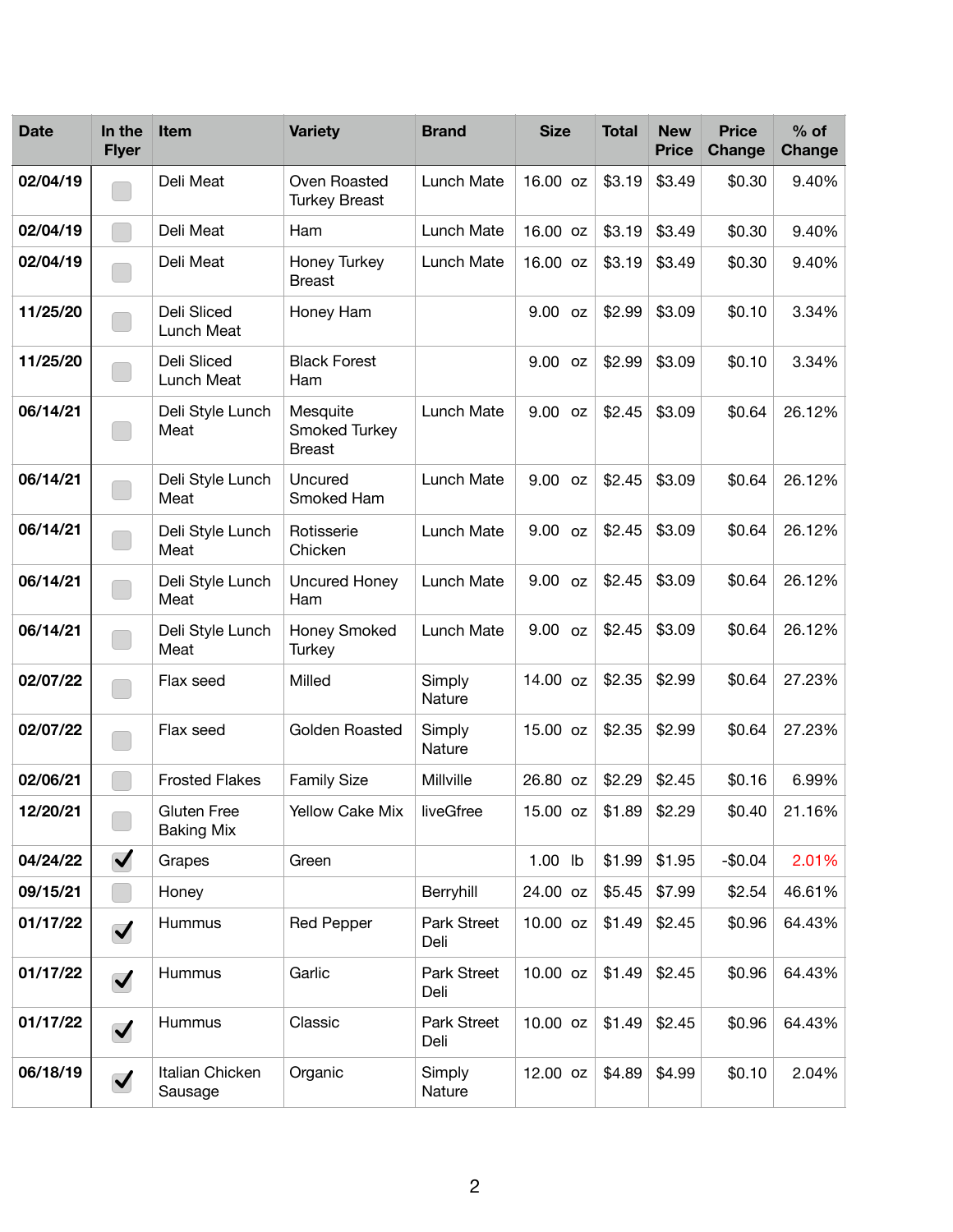| Date | In the Flyer | Item | Variety | Brand | Size | Total | New Price | Price Change | % of Change |
|---|---|---|---|---|---|---|---|---|---|
| 02/04/19 | ☐ | Deli Meat | Oven Roasted Turkey Breast | Lunch Mate | 16.00 oz | $3.19 | $3.49 | $0.30 | 9.40% |
| 02/04/19 | ☐ | Deli Meat | Ham | Lunch Mate | 16.00 oz | $3.19 | $3.49 | $0.30 | 9.40% |
| 02/04/19 | ☐ | Deli Meat | Honey Turkey Breast | Lunch Mate | 16.00 oz | $3.19 | $3.49 | $0.30 | 9.40% |
| 11/25/20 | ☐ | Deli Sliced Lunch Meat | Honey Ham | | 9.00 oz | $2.99 | $3.09 | $0.10 | 3.34% |
| 11/25/20 | ☐ | Deli Sliced Lunch Meat | Black Forest Ham | | 9.00 oz | $2.99 | $3.09 | $0.10 | 3.34% |
| 06/14/21 | ☐ | Deli Style Lunch Meat | Mesquite Smoked Turkey Breast | Lunch Mate | 9.00 oz | $2.45 | $3.09 | $0.64 | 26.12% |
| 06/14/21 | ☐ | Deli Style Lunch Meat | Uncured Smoked Ham | Lunch Mate | 9.00 oz | $2.45 | $3.09 | $0.64 | 26.12% |
| 06/14/21 | ☐ | Deli Style Lunch Meat | Rotisserie Chicken | Lunch Mate | 9.00 oz | $2.45 | $3.09 | $0.64 | 26.12% |
| 06/14/21 | ☐ | Deli Style Lunch Meat | Uncured Honey Ham | Lunch Mate | 9.00 oz | $2.45 | $3.09 | $0.64 | 26.12% |
| 06/14/21 | ☐ | Deli Style Lunch Meat | Honey Smoked Turkey | Lunch Mate | 9.00 oz | $2.45 | $3.09 | $0.64 | 26.12% |
| 02/07/22 | ☐ | Flax seed | Milled | Simply Nature | 14.00 oz | $2.35 | $2.99 | $0.64 | 27.23% |
| 02/07/22 | ☐ | Flax seed | Golden Roasted | Simply Nature | 15.00 oz | $2.35 | $2.99 | $0.64 | 27.23% |
| 02/06/21 | ☐ | Frosted Flakes | Family Size | Millville | 26.80 oz | $2.29 | $2.45 | $0.16 | 6.99% |
| 12/20/21 | ☐ | Gluten Free Baking Mix | Yellow Cake Mix | liveGfree | 15.00 oz | $1.89 | $2.29 | $0.40 | 21.16% |
| 04/24/22 | ☑ | Grapes | Green | | 1.00 lb | $1.99 | $1.95 | -$0.04 | 2.01% |
| 09/15/21 | ☐ | Honey | | Berryhill | 24.00 oz | $5.45 | $7.99 | $2.54 | 46.61% |
| 01/17/22 | ☑ | Hummus | Red Pepper | Park Street Deli | 10.00 oz | $1.49 | $2.45 | $0.96 | 64.43% |
| 01/17/22 | ☑ | Hummus | Garlic | Park Street Deli | 10.00 oz | $1.49 | $2.45 | $0.96 | 64.43% |
| 01/17/22 | ☑ | Hummus | Classic | Park Street Deli | 10.00 oz | $1.49 | $2.45 | $0.96 | 64.43% |
| 06/18/19 | ☑ | Italian Chicken Sausage | Organic | Simply Nature | 12.00 oz | $4.89 | $4.99 | $0.10 | 2.04% |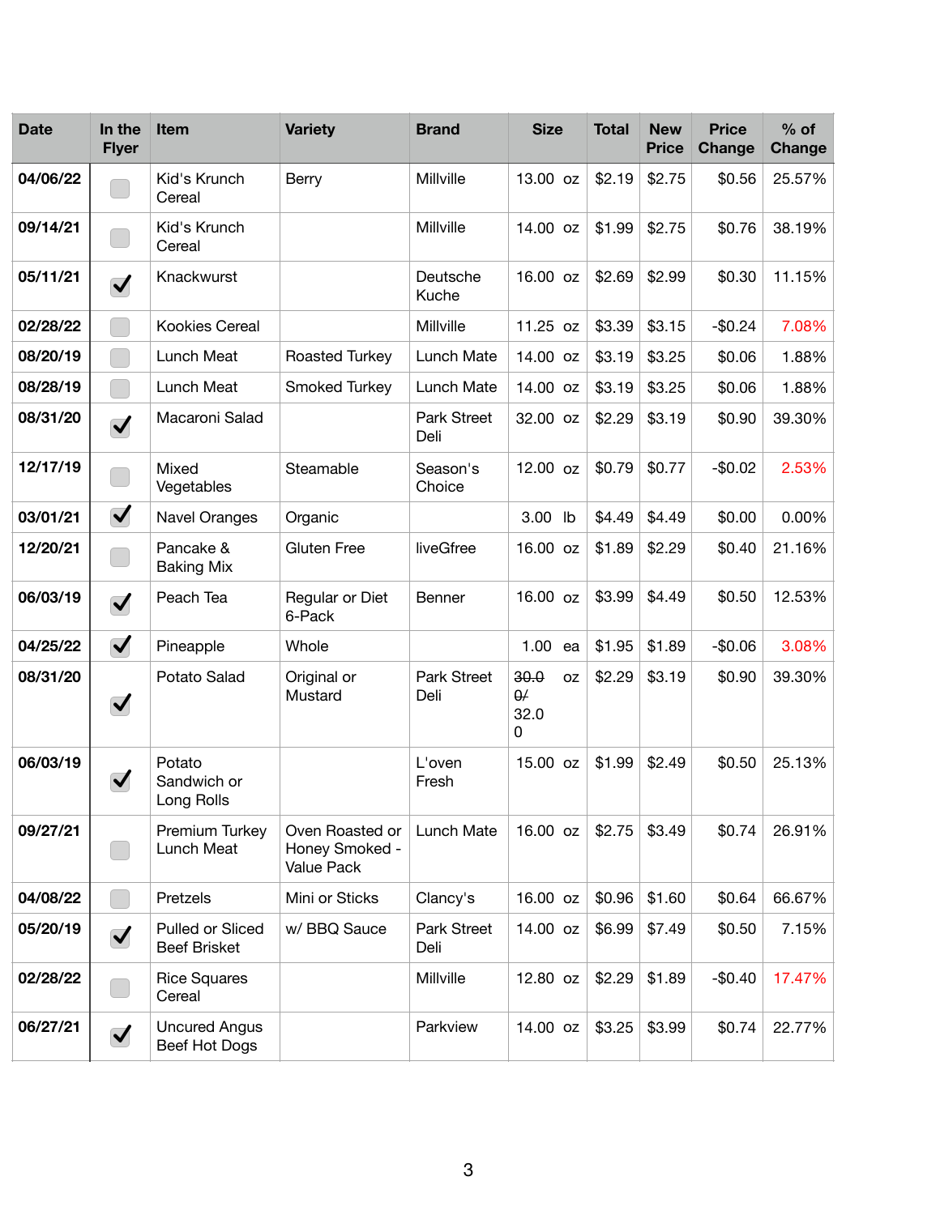| Date | In the Flyer | Item | Variety | Brand | Size | | Total | New Price | Price Change | % of Change |
|---|---|---|---|---|---|---|---|---|---|---|
| **04/06/22** | ☐ | Kid's Krunch Cereal | Berry | Millville | 13.00 | oz | $2.19 | $2.75 | $0.56 | 25.57% |
| **09/14/21** | ☐ | Kid's Krunch Cereal | | Millville | 14.00 | oz | $1.99 | $2.75 | $0.76 | 38.19% |
| **05/11/21** | ☑ | Knackwurst | | Deutsche Kuche | 16.00 | oz | $2.69 | $2.99 | $0.30 | 11.15% |
| **02/28/22** | ☐ | Kookies Cereal | | Millville | 11.25 | oz | $3.39 | $3.15 | -$0.24 | 7.08% |
| **08/20/19** | ☐ | Lunch Meat | Roasted Turkey | Lunch Mate | 14.00 | oz | $3.19 | $3.25 | $0.06 | 1.88% |
| **08/28/19** | ☐ | Lunch Meat | Smoked Turkey | Lunch Mate | 14.00 | oz | $3.19 | $3.25 | $0.06 | 1.88% |
| **08/31/20** | ☑ | Macaroni Salad | | Park Street Deli | 32.00 | oz | $2.29 | $3.19 | $0.90 | 39.30% |
| **12/17/19** | ☐ | Mixed Vegetables | Steamable | Season's Choice | 12.00 | oz | $0.79 | $0.77 | -$0.02 | 2.53% |
| **03/01/21** | ☑ | Navel Oranges | Organic | | 3.00 | lb | $4.49 | $4.49 | $0.00 | 0.00% |
| **12/20/21** | ☐ | Pancake & Baking Mix | Gluten Free | liveGfree | 16.00 | oz | $1.89 | $2.29 | $0.40 | 21.16% |
| **06/03/19** | ☑ | Peach Tea | Regular or Diet 6-Pack | Benner | 16.00 | oz | $3.99 | $4.49 | $0.50 | 12.53% |
| **04/25/22** | ☑ | Pineapple | Whole | | 1.00 | ea | $1.95 | $1.89 | -$0.06 | 3.08% |
| **08/31/20** | ☑ | Potato Salad | Original or Mustard | Park Street Deli | ~~30.00~~/ 32.00 | oz | $2.29 | $3.19 | $0.90 | 39.30% |
| **06/03/19** | ☑ | Potato Sandwich or Long Rolls | | L'oven Fresh | 15.00 | oz | $1.99 | $2.49 | $0.50 | 25.13% |
| **09/27/21** | ☐ | Premium Turkey Lunch Meat | Oven Roasted or Honey Smoked - Value Pack | Lunch Mate | 16.00 | oz | $2.75 | $3.49 | $0.74 | 26.91% |
| **04/08/22** | ☐ | Pretzels | Mini or Sticks | Clancy's | 16.00 | oz | $0.96 | $1.60 | $0.64 | 66.67% |
| **05/20/19** | ☑ | Pulled or Sliced Beef Brisket | w/ BBQ Sauce | Park Street Deli | 14.00 | oz | $6.99 | $7.49 | $0.50 | 7.15% |
| **02/28/22** | ☐ | Rice Squares Cereal | | Millville | 12.80 | oz | $2.29 | $1.89 | -$0.40 | 17.47% |
| **06/27/21** | ☑ | Uncured Angus Beef Hot Dogs | | Parkview | 14.00 | oz | $3.25 | $3.99 | $0.74 | 22.77% |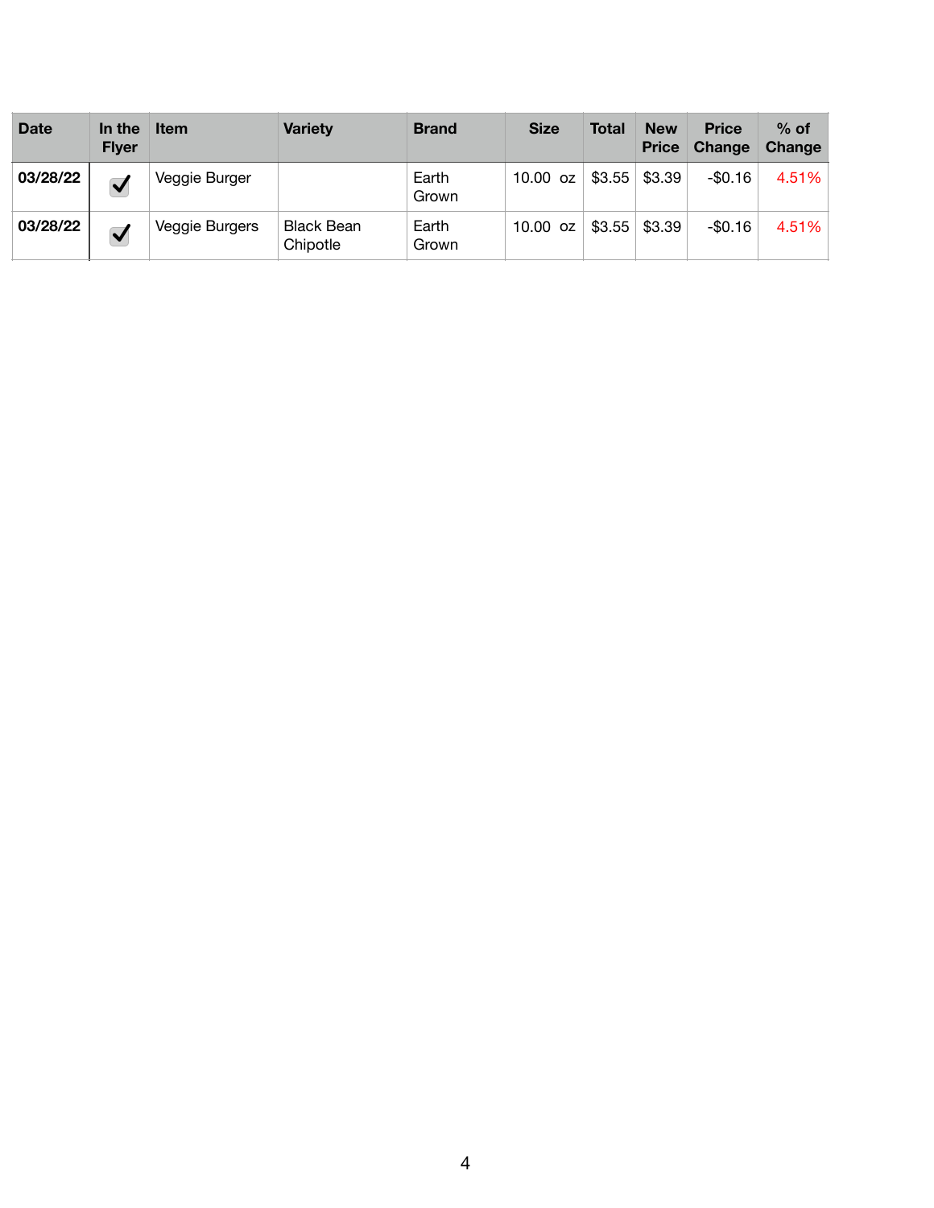| Date | In the Flyer | Item | Variety | Brand | Size | Total | New Price | Price Change | % of Change |
|---|---|---|---|---|---|---|---|---|---|
| **03/28/22** | ✔ | Veggie Burger | | Earth Grown | 10.00 oz | $3.55 | $3.39 | -$0.16 | 4.51% |
| **03/28/22** | ✔ | Veggie Burgers | Black Bean Chipotle | Earth Grown | 10.00 oz | $3.55 | $3.39 | -$0.16 | 4.51% |